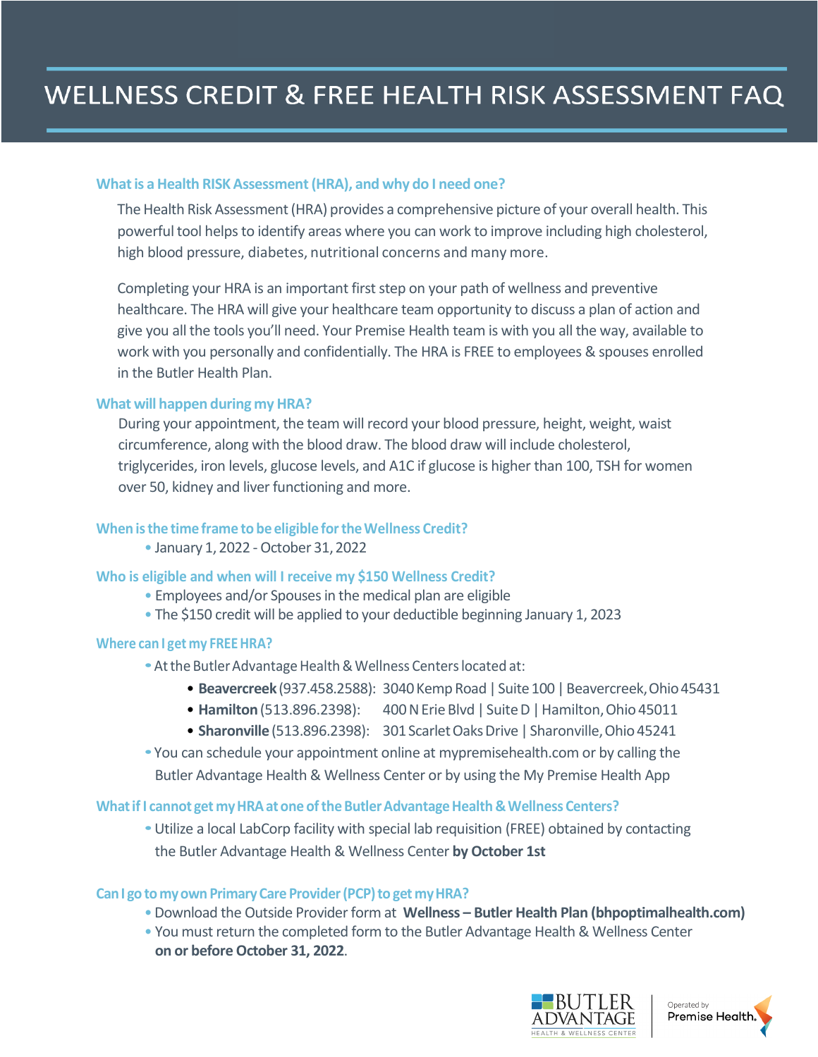# WELLNESS CREDIT & FREE HEALTH RISK ASSESSMENT FAQ

## What is a Health RISK Assessment (HRA), and why do I need one?

The Health Risk Assessment (HRA) provides a comprehensive picture of your overall health. This powerful tool helps to identify areas where you can work to improve including high cholesterol, high blood pressure, diabetes, nutritional concerns and many more.

Completing your HRA is an important first step on your path of wellness and preventive healthcare. The HRA will give your healthcare team opportunity to discuss a plan of action and give you all the tools you'll need. Your Premise Health team is with you all the way, available to work with you personally and confidentially. The HRA is FREE to employees & spouses enrolled in the Butler Health Plan.

## What will happen during my HRA?

During your appointment, the team will record your blood pressure, height, weight, waist circumference, along with the blood draw. The blood draw will include cholesterol, triglycerides, iron levels, glucose levels, and A1C if glucose is higher than 100, TSH for women over 50, kidney and liver functioning and more.

## When is the time frame to be eligible for the Wellness Credit?

- January 1, 2022 - October 31, 2022

## Who is eligible and when will I receive my $150 Wellness Credit?

- Employees and/or Spouses in the medical plan are eligible
- The $150 credit will be applied to your deductible beginning January 1, 2023

## Where can I get my FREE HRA?

- At the Butler Advantage Health & Wellness Centers located at:
  - **Beavercreek** (937.458.2588): 3040 Kemp Road | Suite 100 | Beavercreek, Ohio 45431
  - **Hamilton** (513.896.2398): 400 N Erie Blvd | Suite D | Hamilton, Ohio 45011
  - **Sharonville** (513.896.2398): 301 Scarlet Oaks Drive | Sharonville, Ohio 45241
- You can schedule your appointment online at mypremisehealth.com or by calling the Butler Advantage Health & Wellness Center or by using the My Premise Health App

## What if I cannot get my HRA at one of the Butler Advantage Health & Wellness Centers?

- Utilize a local LabCorp facility with special lab requisition (FREE) obtained by contacting the Butler Advantage Health & Wellness Center **by October 1st**

## Can I go to my own Primary Care Provider (PCP) to get my HRA?

- Download the Outside Provider form at **Wellness – Butler Health Plan (bhpoptimalhealth.com)**
- You must return the completed form to the Butler Advantage Health & Wellness Center **on or before October 31, 2022**.

BUTLER ADVANTAGE HEALTH & WELLNESS CENTER | Operated by Premise Health.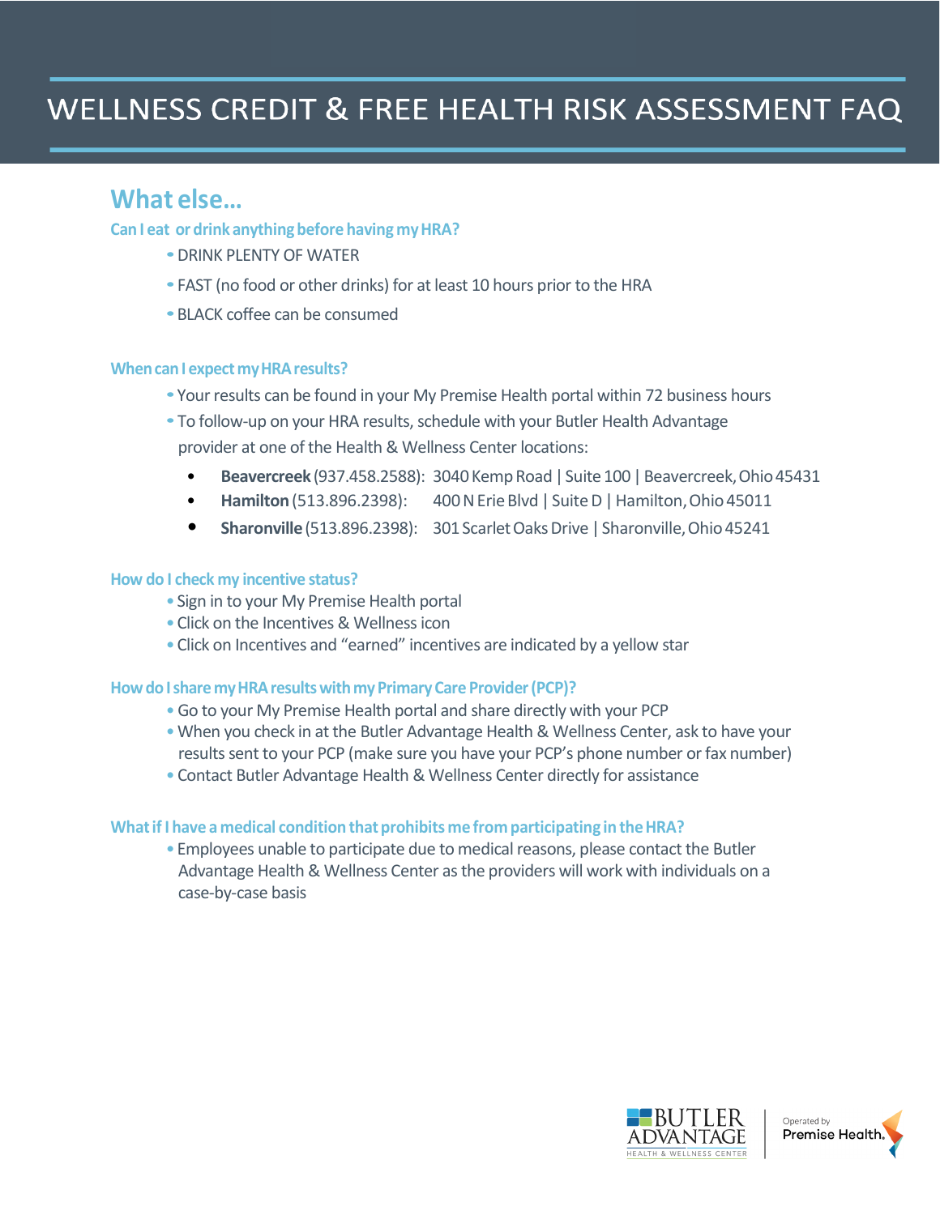# WELLNESS CREDIT & FREE HEALTH RISK ASSESSMENT FAQ

## What else...

### Can I eat or drink anything before having my HRA?

- DRINK PLENTY OF WATER
- FAST (no food or other drinks) for at least 10 hours prior to the HRA
- BLACK coffee can be consumed

### When can I expect my HRA results?

- Your results can be found in your My Premise Health portal within 72 business hours
- To follow-up on your HRA results, schedule with your Butler Health Advantage provider at one of the Health & Wellness Center locations:
  - **Beavercreek** (937.458.2588): 3040 Kemp Road | Suite 100 | Beavercreek, Ohio 45431
  - **Hamilton** (513.896.2398): 400 N Erie Blvd | Suite D | Hamilton, Ohio 45011
  - **Sharonville** (513.896.2398): 301 Scarlet Oaks Drive | Sharonville, Ohio 45241

### How do I check my incentive status?

- Sign in to your My Premise Health portal
- Click on the Incentives & Wellness icon
- Click on Incentives and "earned" incentives are indicated by a yellow star

### How do I share my HRA results with my Primary Care Provider (PCP)?

- Go to your My Premise Health portal and share directly with your PCP
- When you check in at the Butler Advantage Health & Wellness Center, ask to have your results sent to your PCP (make sure you have your PCP's phone number or fax number)
- Contact Butler Advantage Health & Wellness Center directly for assistance

### What if I have a medical condition that prohibits me from participating in the HRA?

- Employees unable to participate due to medical reasons, please contact the Butler Advantage Health & Wellness Center as the providers will work with individuals on a case-by-case basis

BUTLER ADVANTAGE HEALTH & WELLNESS CENTER | Operated by Premise Health.